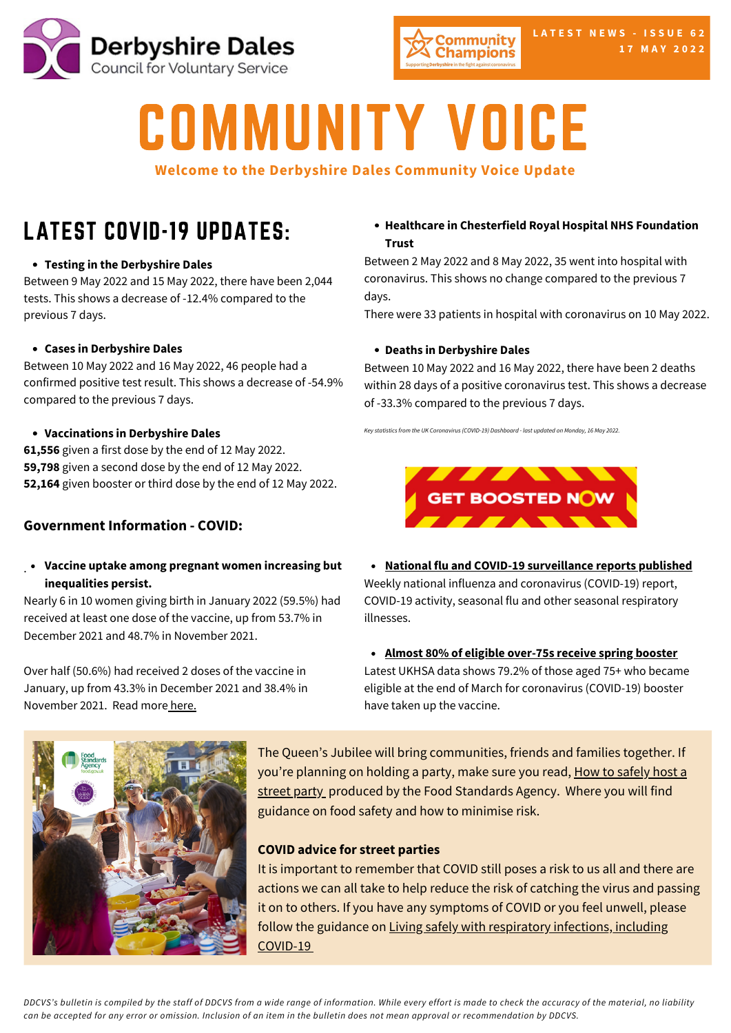Derbyshire Dales Council for Voluntary Service

Community Champions

LATEST NEWS - ISSUE 62
17 MAY 2022

# COMMUNITY VOICE

**Welcome to the Derbyshire Dales Community Voice Update**

## LATEST COVID-19 UPDATES:

- **Testing in the Derbyshire Dales**

Between 9 May 2022 and 15 May 2022, there have been 2,044 tests. This shows a decrease of -12.4% compared to the previous 7 days.

- **Cases in Derbyshire Dales**

Between 10 May 2022 and 16 May 2022, 46 people had a confirmed positive test result. This shows a decrease of -54.9% compared to the previous 7 days.

- **Vaccinations in Derbyshire Dales**

**61,556** given a first dose by the end of 12 May 2022.
**59,798** given a second dose by the end of 12 May 2022.
**52,164** given booster or third dose by the end of 12 May 2022.

- **Healthcare in Chesterfield Royal Hospital NHS Foundation Trust**

Between 2 May 2022 and 8 May 2022, 35 went into hospital with coronavirus. This shows no change compared to the previous 7 days.
There were 33 patients in hospital with coronavirus on 10 May 2022.

- **Deaths in Derbyshire Dales**

Between 10 May 2022 and 16 May 2022, there have been 2 deaths within 28 days of a positive coronavirus test. This shows a decrease of -33.3% compared to the previous 7 days.

*Key statistics from the UK Coronavirus (COVID-19) Dashboard - last updated on Monday, 16 May 2022.*

GET BOOSTED NOW

### Government Information - COVID:

- **Vaccine uptake among pregnant women increasing but inequalities persist.**

Nearly 6 in 10 women giving birth in January 2022 (59.5%) had received at least one dose of the vaccine, up from 53.7% in December 2021 and 48.7% in November 2021.

Over half (50.6%) had received 2 doses of the vaccine in January, up from 43.3% in December 2021 and 38.4% in November 2021. Read more here.

- **National flu and COVID-19 surveillance reports published**

Weekly national influenza and coronavirus (COVID-19) report, COVID-19 activity, seasonal flu and other seasonal respiratory illnesses.

- **Almost 80% of eligible over-75s receive spring booster**

Latest UKHSA data shows 79.2% of those aged 75+ who became eligible at the end of March for coronavirus (COVID-19) booster have taken up the vaccine.

The Queen's Jubilee will bring communities, friends and families together. If you're planning on holding a party, make sure you read, How to safely host a street party produced by the Food Standards Agency. Where you will find guidance on food safety and how to minimise risk.

**COVID advice for street parties**

It is important to remember that COVID still poses a risk to us all and there are actions we can all take to help reduce the risk of catching the virus and passing it on to others. If you have any symptoms of COVID or you feel unwell, please follow the guidance on Living safely with respiratory infections, including COVID-19

*DDCVS's bulletin is compiled by the staff of DDCVS from a wide range of information. While every effort is made to check the accuracy of the material, no liability can be accepted for any error or omission. Inclusion of an item in the bulletin does not mean approval or recommendation by DDCVS.*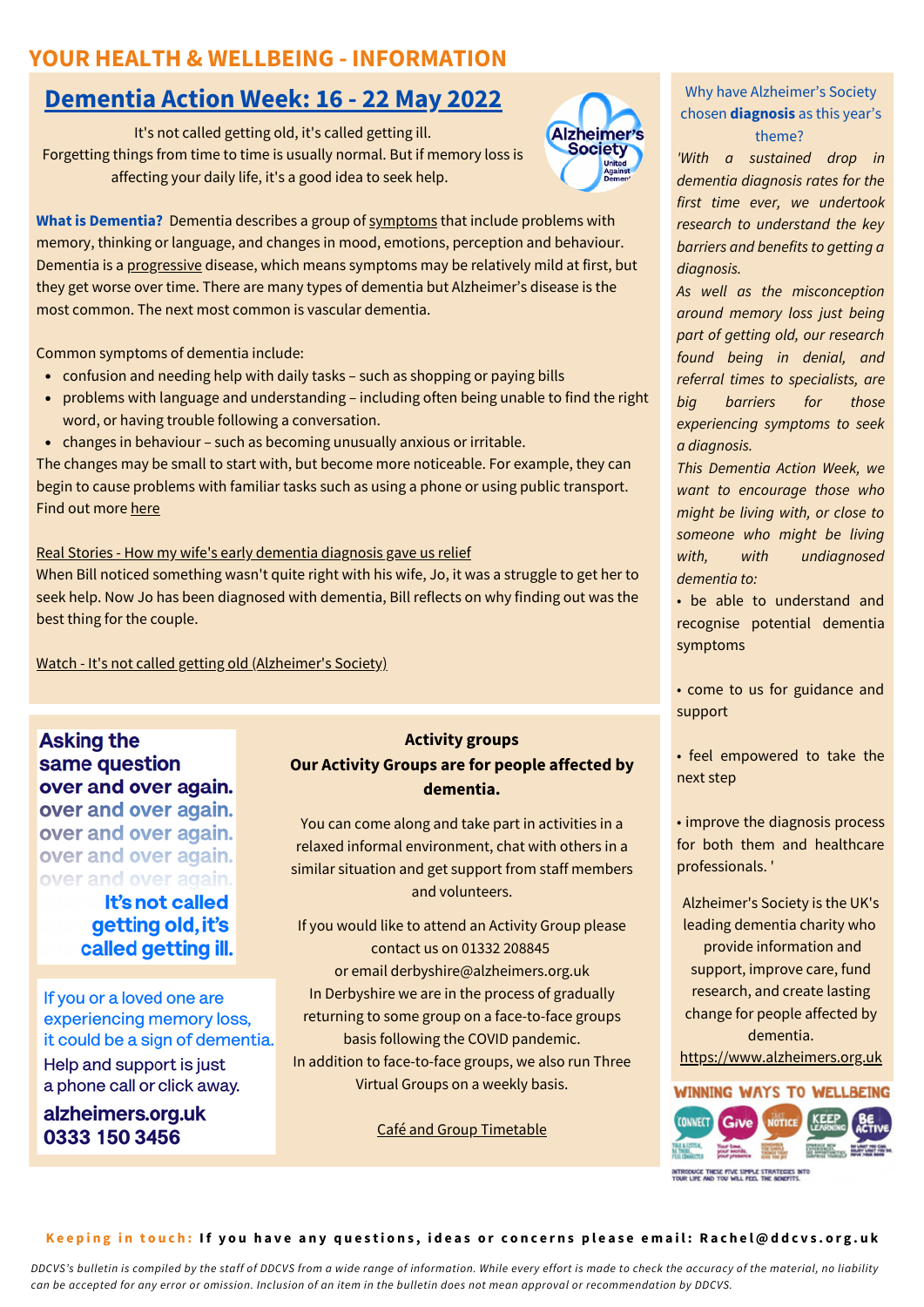# YOUR HEALTH & WELLBEING - INFORMATION

## Dementia Action Week: 16 - 22 May 2022

It's not called getting old, it's called getting ill.
Forgetting things from time to time is usually normal. But if memory loss is affecting your daily life, it's a good idea to seek help.

**What is Dementia?** Dementia describes a group of symptoms that include problems with memory, thinking or language, and changes in mood, emotions, perception and behaviour. Dementia is a progressive disease, which means symptoms may be relatively mild at first, but they get worse over time. There are many types of dementia but Alzheimer's disease is the most common. The next most common is vascular dementia.

Common symptoms of dementia include:

- confusion and needing help with daily tasks – such as shopping or paying bills
- problems with language and understanding – including often being unable to find the right word, or having trouble following a conversation.
- changes in behaviour – such as becoming unusually anxious or irritable.

The changes may be small to start with, but become more noticeable. For example, they can begin to cause problems with familiar tasks such as using a phone or using public transport. Find out more here

Real Stories - How my wife's early dementia diagnosis gave us relief
When Bill noticed something wasn't quite right with his wife, Jo, it was a struggle to get her to seek help. Now Jo has been diagnosed with dementia, Bill reflects on why finding out was the best thing for the couple.

Watch - It's not called getting old (Alzheimer's Society)

Asking the same question over and over again. over and over again. over and over again. over and over again. over and over again.
It's not called getting old, it's called getting ill.

If you or a loved one are experiencing memory loss, it could be a sign of dementia.
Help and support is just a phone call or click away.
**alzheimers.org.uk**
**0333 150 3456**

**Activity groups**
**Our Activity Groups are for people affected by dementia.**

You can come along and take part in activities in a relaxed informal environment, chat with others in a similar situation and get support from staff members and volunteers.

If you would like to attend an Activity Group please contact us on 01332 208845
or email derbyshire@alzheimers.org.uk
In Derbyshire we are in the process of gradually returning to some group on a face-to-face groups basis following the COVID pandemic.
In addition to face-to-face groups, we also run Three Virtual Groups on a weekly basis.

Café and Group Timetable

Why have Alzheimer's Society chosen **diagnosis** as this year's theme?

*'With a sustained drop in dementia diagnosis rates for the first time ever, we undertook research to understand the key barriers and benefits to getting a diagnosis.*
*As well as the misconception around memory loss just being part of getting old, our research found being in denial, and referral times to specialists, are big barriers for those experiencing symptoms to seek a diagnosis.*
*This Dementia Action Week, we want to encourage those who might be living with, or close to someone who might be living with, with undiagnosed dementia to:*

- be able to understand and recognise potential dementia symptoms
- come to us for guidance and support
- feel empowered to take the next step
- improve the diagnosis process for both them and healthcare professionals. '

Alzheimer's Society is the UK's leading dementia charity who provide information and support, improve care, fund research, and create lasting change for people affected by dementia.
https://www.alzheimers.org.uk

WINNING WAYS TO WELLBEING
CONNECT · GIVE · TAKE NOTICE · KEEP LEARNING · BE ACTIVE
INTRODUCE THESE FIVE SIMPLE STRATEGIES INTO YOUR LIFE AND YOU WILL FEEL THE BENEFITS.

**Keeping in touch: If you have any questions, ideas or concerns please email: Rachel@ddcvs.org.uk**

*DDCVS's bulletin is compiled by the staff of DDCVS from a wide range of information. While every effort is made to check the accuracy of the material, no liability can be accepted for any error or omission. Inclusion of an item in the bulletin does not mean approval or recommendation by DDCVS.*